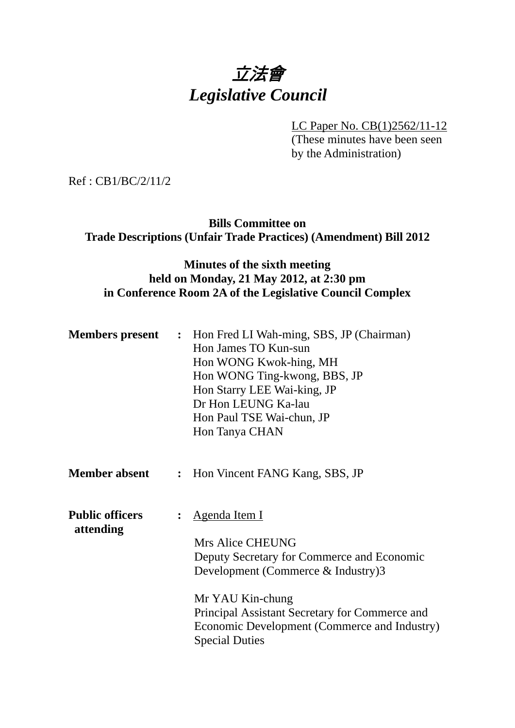# *立法會*
# *Legislative Council*

LC Paper No. CB(1)2562/11-12
(These minutes have been seen by the Administration)

Ref : CB1/BC/2/11/2

**Bills Committee on**
**Trade Descriptions (Unfair Trade Practices) (Amendment) Bill 2012**

**Minutes of the sixth meeting**
**held on Monday, 21 May 2012, at 2:30 pm**
**in Conference Room 2A of the Legislative Council Complex**

**Members present** : Hon Fred LI Wah-ming, SBS, JP (Chairman)
Hon James TO Kun-sun
Hon WONG Kwok-hing, MH
Hon WONG Ting-kwong, BBS, JP
Hon Starry LEE Wai-king, JP
Dr Hon LEUNG Ka-lau
Hon Paul TSE Wai-chun, JP
Hon Tanya CHAN

**Member absent** : Hon Vincent FANG Kang, SBS, JP

**Public officers attending** : Agenda Item I

Mrs Alice CHEUNG
Deputy Secretary for Commerce and Economic Development (Commerce & Industry)3

Mr YAU Kin-chung
Principal Assistant Secretary for Commerce and Economic Development (Commerce and Industry) Special Duties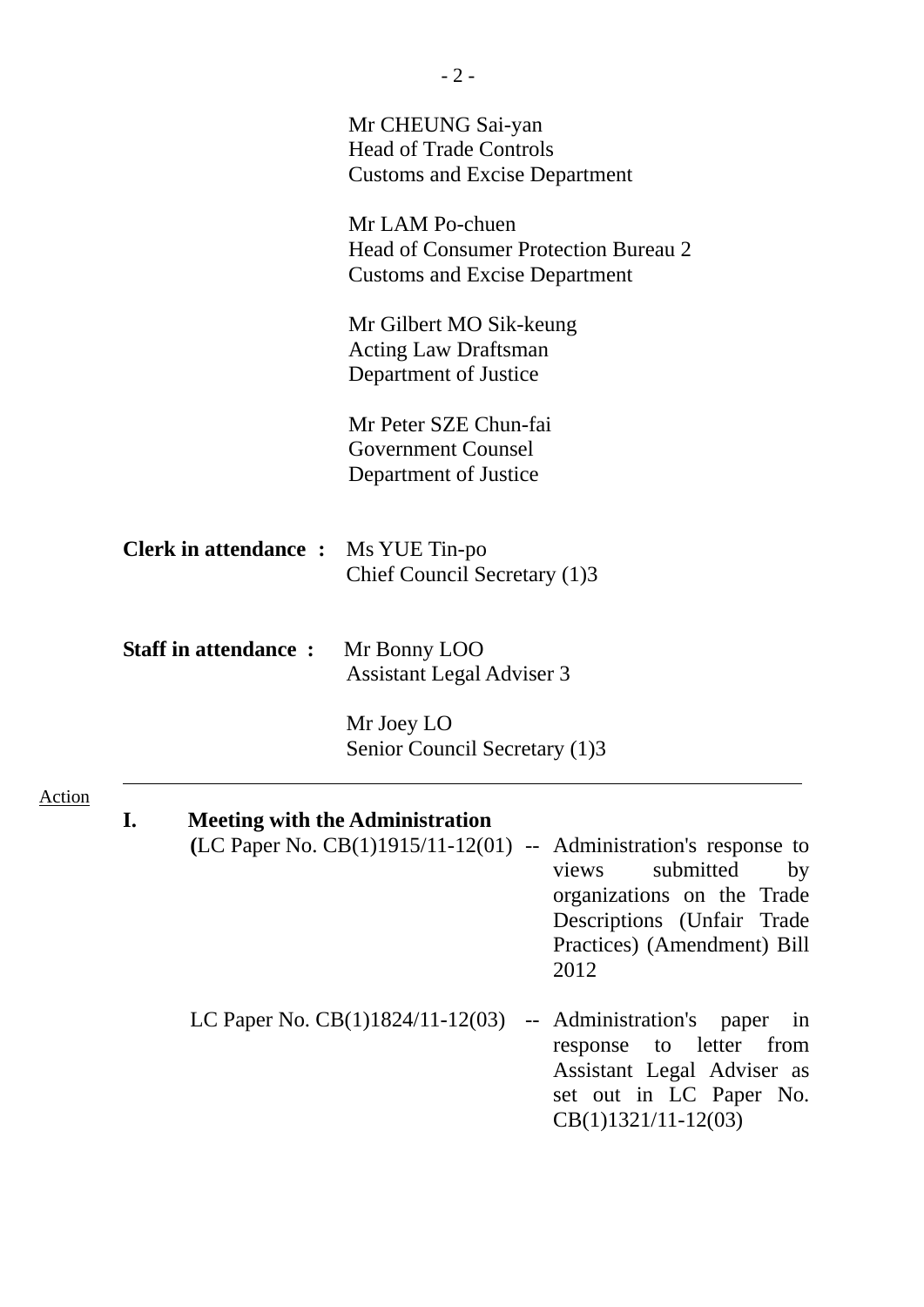Mr CHEUNG Sai-yan
Head of Trade Controls
Customs and Excise Department

Mr LAM Po-chuen
Head of Consumer Protection Bureau 2
Customs and Excise Department

Mr Gilbert MO Sik-keung
Acting Law Draftsman
Department of Justice

Mr Peter SZE Chun-fai
Government Counsel
Department of Justice

**Clerk in attendance :** Ms YUE Tin-po
Chief Council Secretary (1)3

**Staff in attendance :** Mr Bonny LOO
Assistant Legal Adviser 3

Mr Joey LO
Senior Council Secretary (1)3

---

Action

**I. Meeting with the Administration**

(LC Paper No. CB(1)1915/11-12(01) -- Administration's response to views submitted by organizations on the Trade Descriptions (Unfair Trade Practices) (Amendment) Bill 2012

LC Paper No. CB(1)1824/11-12(03) -- Administration's paper in response to letter from Assistant Legal Adviser as set out in LC Paper No. CB(1)1321/11-12(03)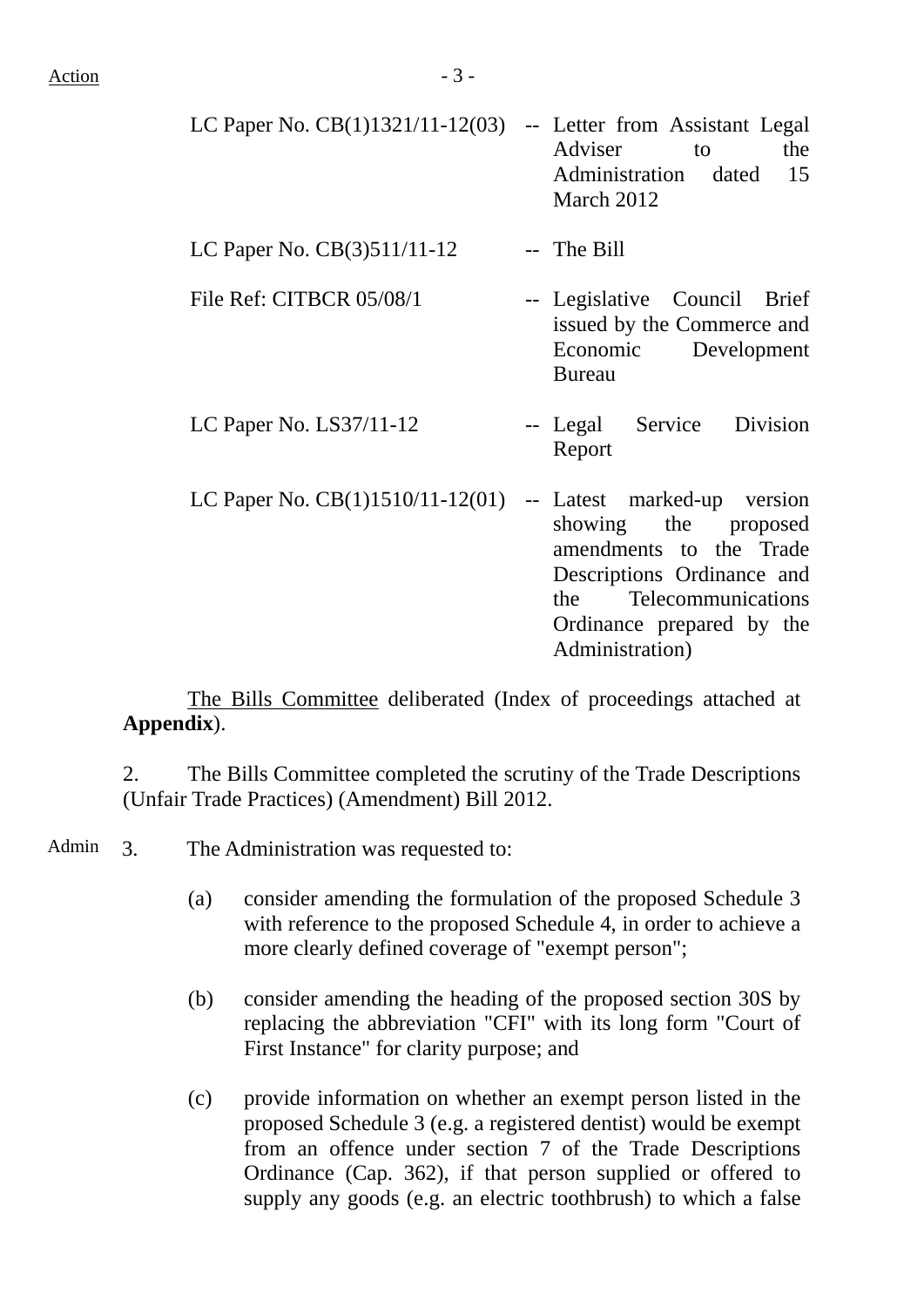Action

| | | |
|---|---|---|
| LC Paper No. CB(1)1321/11-12(03) | -- | Letter from Assistant Legal Adviser to the Administration dated 15 March 2012 |
| LC Paper No. CB(3)511/11-12 | -- | The Bill |
| File Ref: CITBCR 05/08/1 | -- | Legislative Council Brief issued by the Commerce and Economic Development Bureau |
| LC Paper No. LS37/11-12 | -- | Legal Service Division Report |
| LC Paper No. CB(1)1510/11-12(01) | -- | Latest marked-up version showing the proposed amendments to the Trade Descriptions Ordinance and the Telecommunications Ordinance prepared by the Administration) |

The Bills Committee deliberated (Index of proceedings attached at **Appendix**).

2. The Bills Committee completed the scrutiny of the Trade Descriptions (Unfair Trade Practices) (Amendment) Bill 2012.

Admin 3. The Administration was requested to:

(a) consider amending the formulation of the proposed Schedule 3 with reference to the proposed Schedule 4, in order to achieve a more clearly defined coverage of "exempt person";

(b) consider amending the heading of the proposed section 30S by replacing the abbreviation "CFI" with its long form "Court of First Instance" for clarity purpose; and

(c) provide information on whether an exempt person listed in the proposed Schedule 3 (e.g. a registered dentist) would be exempt from an offence under section 7 of the Trade Descriptions Ordinance (Cap. 362), if that person supplied or offered to supply any goods (e.g. an electric toothbrush) to which a false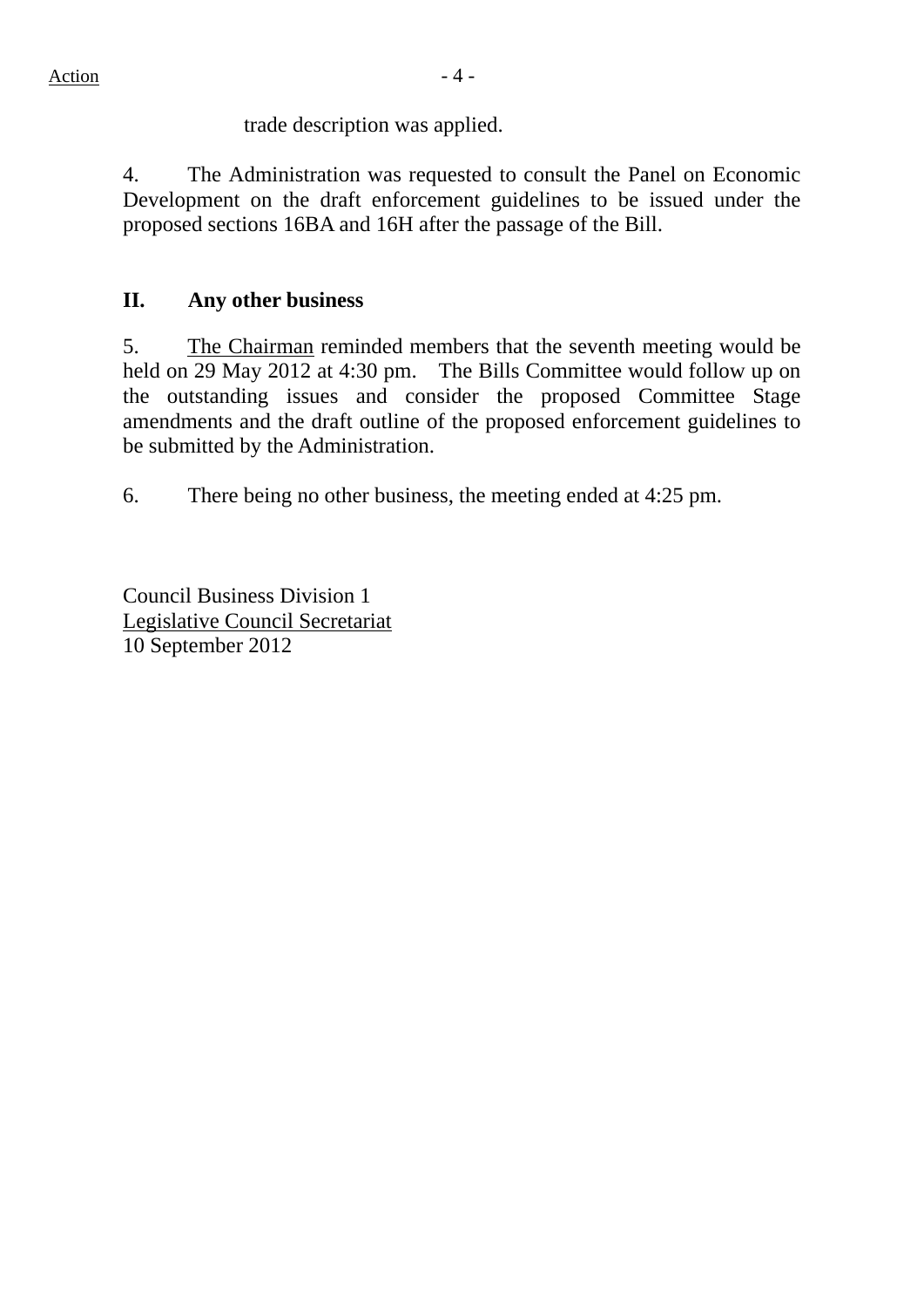trade description was applied.

4. The Administration was requested to consult the Panel on Economic Development on the draft enforcement guidelines to be issued under the proposed sections 16BA and 16H after the passage of the Bill.

## II. Any other business

5. The Chairman reminded members that the seventh meeting would be held on 29 May 2012 at 4:30 pm. The Bills Committee would follow up on the outstanding issues and consider the proposed Committee Stage amendments and the draft outline of the proposed enforcement guidelines to be submitted by the Administration.

6. There being no other business, the meeting ended at 4:25 pm.

Council Business Division 1
Legislative Council Secretariat
10 September 2012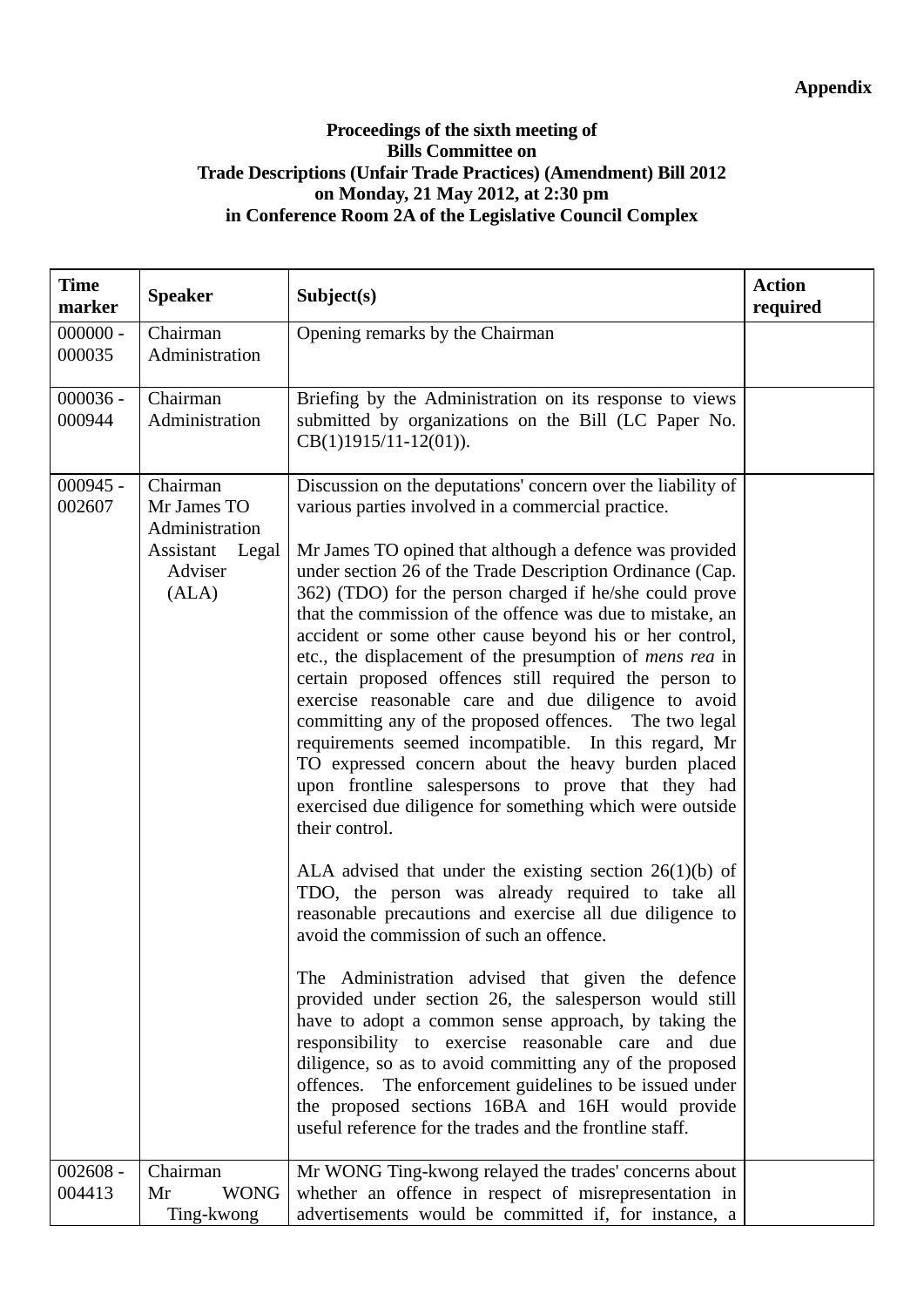**Appendix**

**Proceedings of the sixth meeting of**
**Bills Committee on**
**Trade Descriptions (Unfair Trade Practices) (Amendment) Bill 2012**
**on Monday, 21 May 2012, at 2:30 pm**
**in Conference Room 2A of the Legislative Council Complex**

| Time marker | Speaker | Subject(s) | Action required |
|---|---|---|---|
| 000000 - 000035 | Chairman<br>Administration | Opening remarks by the Chairman | |
| 000036 - 000944 | Chairman<br>Administration | Briefing by the Administration on its response to views submitted by organizations on the Bill (LC Paper No. CB(1)1915/11-12(01)). | |
| 000945 - 002607 | Chairman<br>Mr James TO<br>Administration<br>Assistant Legal Adviser (ALA) | Discussion on the deputations' concern over the liability of various parties involved in a commercial practice.<br><br>Mr James TO opined that although a defence was provided under section 26 of the Trade Description Ordinance (Cap. 362) (TDO) for the person charged if he/she could prove that the commission of the offence was due to mistake, an accident or some other cause beyond his or her control, etc., the displacement of the presumption of *mens rea* in certain proposed offences still required the person to exercise reasonable care and due diligence to avoid committing any of the proposed offences. The two legal requirements seemed incompatible. In this regard, Mr TO expressed concern about the heavy burden placed upon frontline salespersons to prove that they had exercised due diligence for something which were outside their control.<br><br>ALA advised that under the existing section 26(1)(b) of TDO, the person was already required to take all reasonable precautions and exercise all due diligence to avoid the commission of such an offence.<br><br>The Administration advised that given the defence provided under section 26, the salesperson would still have to adopt a common sense approach, by taking the responsibility to exercise reasonable care and due diligence, so as to avoid committing any of the proposed offences. The enforcement guidelines to be issued under the proposed sections 16BA and 16H would provide useful reference for the trades and the frontline staff. | |
| 002608 - 004413 | Chairman<br>Mr WONG Ting-kwong | Mr WONG Ting-kwong relayed the trades' concerns about whether an offence in respect of misrepresentation in advertisements would be committed if, for instance, a | |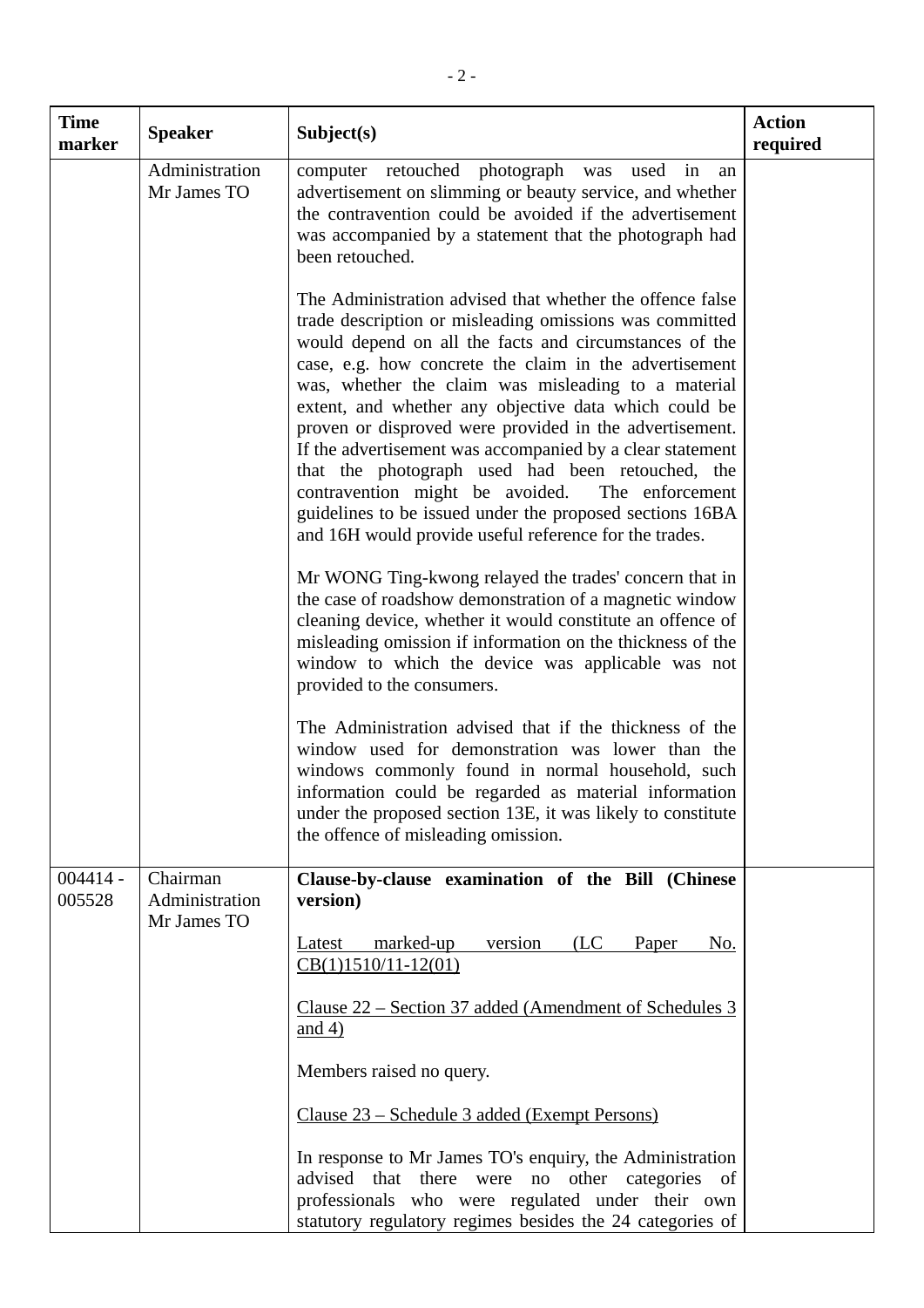| Time marker | Speaker | Subject(s) | Action required |
|---|---|---|---|
| | Administration<br>Mr James TO | computer retouched photograph was used in an advertisement on slimming or beauty service, and whether the contravention could be avoided if the advertisement was accompanied by a statement that the photograph had been retouched.<br><br>The Administration advised that whether the offence false trade description or misleading omissions was committed would depend on all the facts and circumstances of the case, e.g. how concrete the claim in the advertisement was, whether the claim was misleading to a material extent, and whether any objective data which could be proven or disproved were provided in the advertisement. If the advertisement was accompanied by a clear statement that the photograph used had been retouched, the contravention might be avoided. The enforcement guidelines to be issued under the proposed sections 16BA and 16H would provide useful reference for the trades.<br><br>Mr WONG Ting-kwong relayed the trades' concern that in the case of roadshow demonstration of a magnetic window cleaning device, whether it would constitute an offence of misleading omission if information on the thickness of the window to which the device was applicable was not provided to the consumers.<br><br>The Administration advised that if the thickness of the window used for demonstration was lower than the windows commonly found in normal household, such information could be regarded as material information under the proposed section 13E, it was likely to constitute the offence of misleading omission. | |
| 004414 - 005528 | Chairman<br>Administration<br>Mr James TO | **Clause-by-clause examination of the Bill (Chinese version)**<br><br><u>Latest marked-up version (LC Paper No. CB(1)1510/11-12(01)</u><br><br><u>Clause 22 – Section 37 added (Amendment of Schedules 3 and 4)</u><br><br>Members raised no query.<br><br><u>Clause 23 – Schedule 3 added (Exempt Persons)</u><br><br>In response to Mr James TO's enquiry, the Administration advised that there were no other categories of professionals who were regulated under their own statutory regulatory regimes besides the 24 categories of | |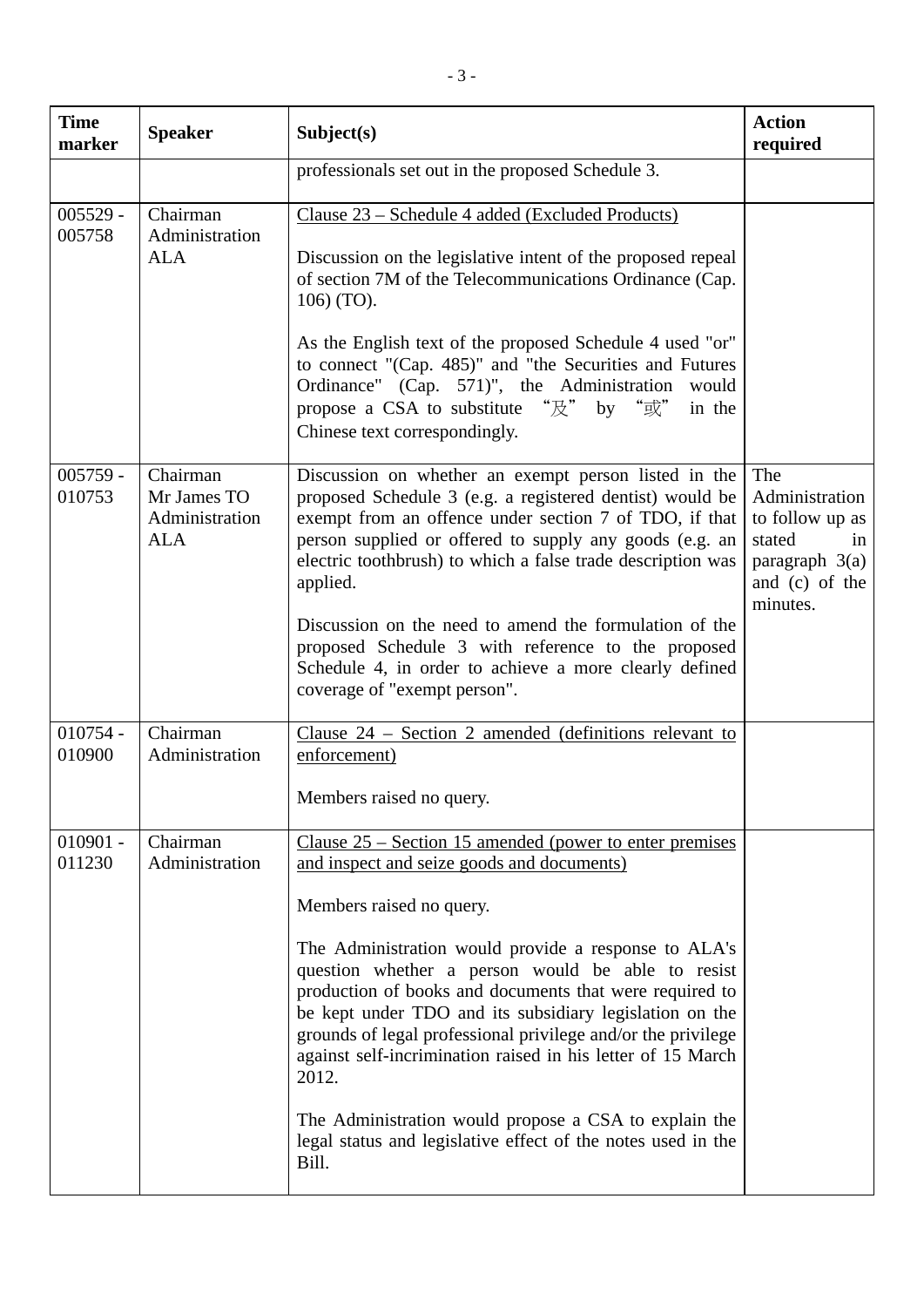| Time marker | Speaker | Subject(s) | Action required |
|---|---|---|---|
| | | professionals set out in the proposed Schedule 3. | |
| 005529 - 005758 | Chairman<br>Administration<br>ALA | Clause 23 – Schedule 4 added (Excluded Products)<br><br>Discussion on the legislative intent of the proposed repeal of section 7M of the Telecommunications Ordinance (Cap. 106) (TO).<br><br>As the English text of the proposed Schedule 4 used "or" to connect "(Cap. 485)" and "the Securities and Futures Ordinance" (Cap. 571)", the Administration would propose a CSA to substitute "及" by "或" in the Chinese text correspondingly. | |
| 005759 - 010753 | Chairman<br>Mr James TO<br>Administration<br>ALA | Discussion on whether an exempt person listed in the proposed Schedule 3 (e.g. a registered dentist) would be exempt from an offence under section 7 of TDO, if that person supplied or offered to supply any goods (e.g. an electric toothbrush) to which a false trade description was applied.<br><br>Discussion on the need to amend the formulation of the proposed Schedule 3 with reference to the proposed Schedule 4, in order to achieve a more clearly defined coverage of "exempt person". | The Administration to follow up as stated in paragraph 3(a) and (c) of the minutes. |
| 010754 - 010900 | Chairman<br>Administration | Clause 24 – Section 2 amended (definitions relevant to enforcement)<br><br>Members raised no query. | |
| 010901 - 011230 | Chairman<br>Administration | Clause 25 – Section 15 amended (power to enter premises and inspect and seize goods and documents)<br><br>Members raised no query.<br><br>The Administration would provide a response to ALA's question whether a person would be able to resist production of books and documents that were required to be kept under TDO and its subsidiary legislation on the grounds of legal professional privilege and/or the privilege against self-incrimination raised in his letter of 15 March 2012.<br><br>The Administration would propose a CSA to explain the legal status and legislative effect of the notes used in the Bill. | |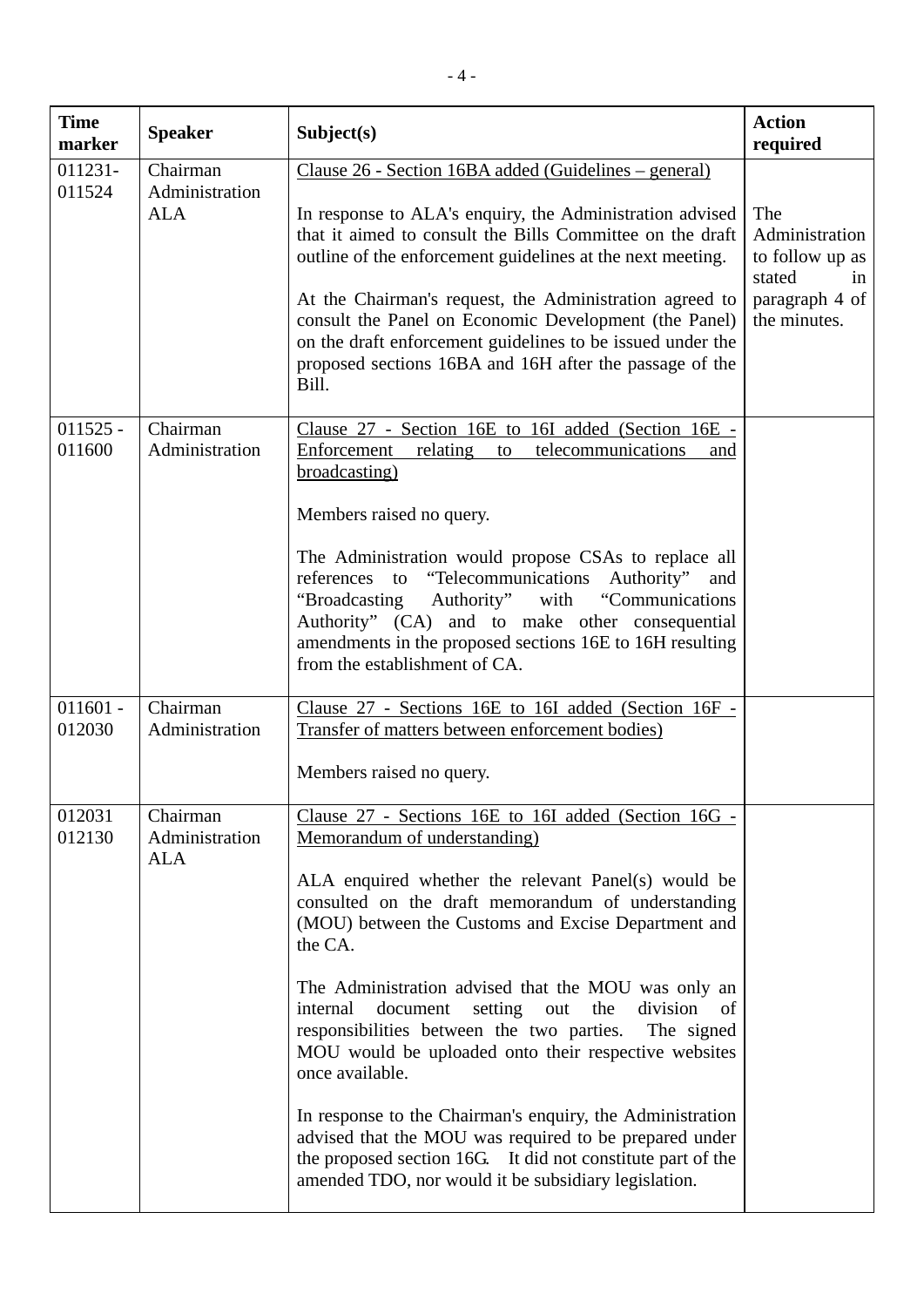| Time marker | Speaker | Subject(s) | Action required |
|---|---|---|---|
| 011231-011524 | Chairman<br>Administration<br>ALA | Clause 26 - Section 16BA added (Guidelines – general)<br><br>In response to ALA's enquiry, the Administration advised that it aimed to consult the Bills Committee on the draft outline of the enforcement guidelines at the next meeting.<br><br>At the Chairman's request, the Administration agreed to consult the Panel on Economic Development (the Panel) on the draft enforcement guidelines to be issued under the proposed sections 16BA and 16H after the passage of the Bill. | The Administration to follow up as stated in paragraph 4 of the minutes. |
| 011525 - 011600 | Chairman<br>Administration | Clause 27 - Section 16E to 16I added (Section 16E - Enforcement relating to telecommunications and broadcasting)<br><br>Members raised no query.<br><br>The Administration would propose CSAs to replace all references to "Telecommunications Authority" and "Broadcasting Authority" with "Communications Authority" (CA) and to make other consequential amendments in the proposed sections 16E to 16H resulting from the establishment of CA. | |
| 011601 - 012030 | Chairman<br>Administration | Clause 27 - Sections 16E to 16I added (Section 16F - Transfer of matters between enforcement bodies)<br><br>Members raised no query. | |
| 012031 012130 | Chairman<br>Administration<br>ALA | Clause 27 - Sections 16E to 16I added (Section 16G - Memorandum of understanding)<br><br>ALA enquired whether the relevant Panel(s) would be consulted on the draft memorandum of understanding (MOU) between the Customs and Excise Department and the CA.<br><br>The Administration advised that the MOU was only an internal document setting out the division of responsibilities between the two parties. The signed MOU would be uploaded onto their respective websites once available.<br><br>In response to the Chairman's enquiry, the Administration advised that the MOU was required to be prepared under the proposed section 16G. It did not constitute part of the amended TDO, nor would it be subsidiary legislation. | |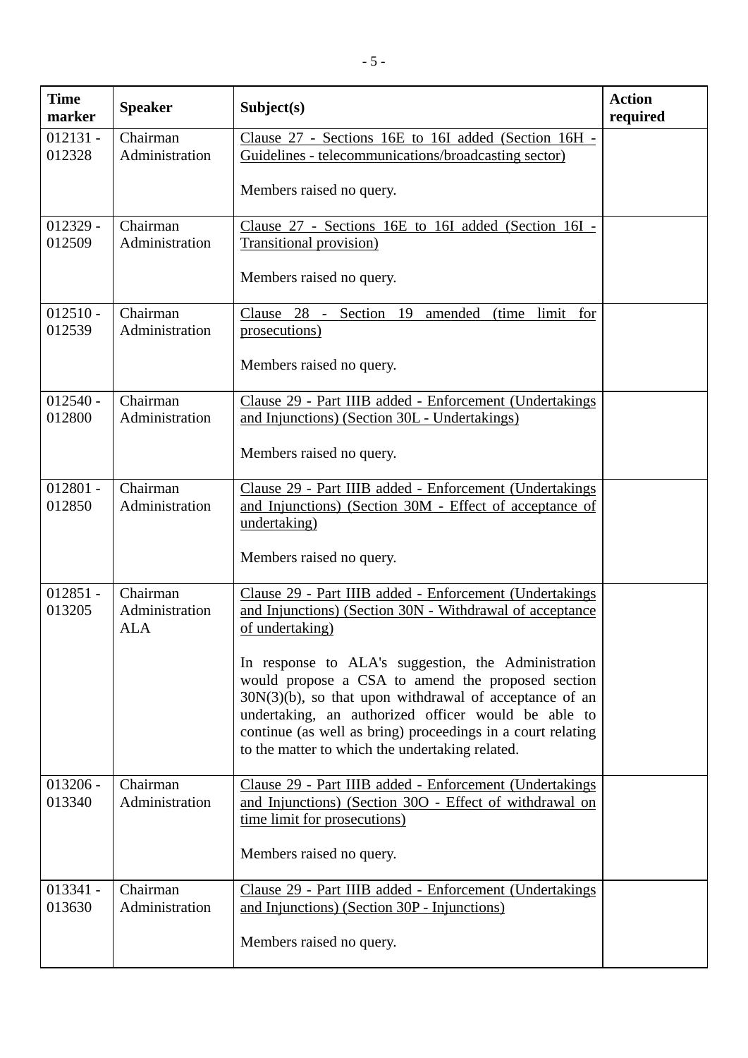| Time marker | Speaker | Subject(s) | Action required |
|---|---|---|---|
| 012131 - 012328 | Chairman<br>Administration | Clause 27 - Sections 16E to 16I added (Section 16H - Guidelines - telecommunications/broadcasting sector)<br><br>Members raised no query. | |
| 012329 - 012509 | Chairman<br>Administration | Clause 27 - Sections 16E to 16I added (Section 16I - Transitional provision)<br><br>Members raised no query. | |
| 012510 - 012539 | Chairman<br>Administration | Clause 28 - Section 19 amended (time limit for prosecutions)<br><br>Members raised no query. | |
| 012540 - 012800 | Chairman<br>Administration | Clause 29 - Part IIIB added - Enforcement (Undertakings and Injunctions) (Section 30L - Undertakings)<br><br>Members raised no query. | |
| 012801 - 012850 | Chairman<br>Administration | Clause 29 - Part IIIB added - Enforcement (Undertakings and Injunctions) (Section 30M - Effect of acceptance of undertaking)<br><br>Members raised no query. | |
| 012851 - 013205 | Chairman<br>Administration<br>ALA | Clause 29 - Part IIIB added - Enforcement (Undertakings and Injunctions) (Section 30N - Withdrawal of acceptance of undertaking)<br><br>In response to ALA's suggestion, the Administration would propose a CSA to amend the proposed section 30N(3)(b), so that upon withdrawal of acceptance of an undertaking, an authorized officer would be able to continue (as well as bring) proceedings in a court relating to the matter to which the undertaking related. | |
| 013206 - 013340 | Chairman<br>Administration | Clause 29 - Part IIIB added - Enforcement (Undertakings and Injunctions) (Section 30O - Effect of withdrawal on time limit for prosecutions)<br><br>Members raised no query. | |
| 013341 - 013630 | Chairman<br>Administration | Clause 29 - Part IIIB added - Enforcement (Undertakings and Injunctions) (Section 30P - Injunctions)<br><br>Members raised no query. | |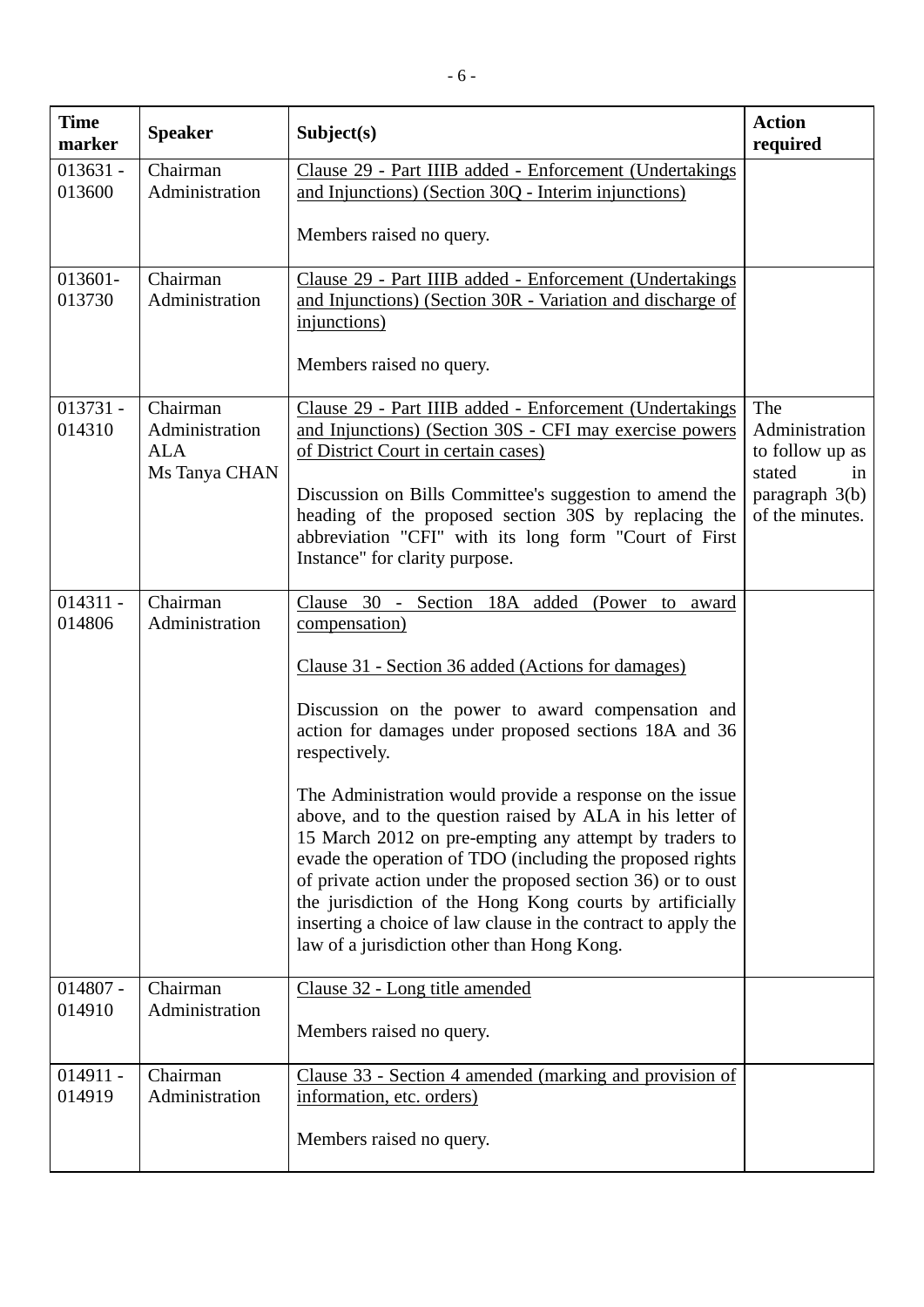| Time marker | Speaker | Subject(s) | Action required |
|---|---|---|---|
| 013631 - 013600 | Chairman<br>Administration | Clause 29 - Part IIIB added - Enforcement (Undertakings and Injunctions) (Section 30Q - Interim injunctions)<br><br>Members raised no query. | |
| 013601- 013730 | Chairman<br>Administration | Clause 29 - Part IIIB added - Enforcement (Undertakings and Injunctions) (Section 30R - Variation and discharge of injunctions)<br><br>Members raised no query. | |
| 013731 - 014310 | Chairman<br>Administration<br>ALA<br>Ms Tanya CHAN | Clause 29 - Part IIIB added - Enforcement (Undertakings and Injunctions) (Section 30S - CFI may exercise powers of District Court in certain cases)<br><br>Discussion on Bills Committee's suggestion to amend the heading of the proposed section 30S by replacing the abbreviation "CFI" with its long form "Court of First Instance" for clarity purpose. | The Administration to follow up as stated in paragraph 3(b) of the minutes. |
| 014311 - 014806 | Chairman<br>Administration | Clause 30 - Section 18A added (Power to award compensation)<br><br>Clause 31 - Section 36 added (Actions for damages)<br><br>Discussion on the power to award compensation and action for damages under proposed sections 18A and 36 respectively.<br><br>The Administration would provide a response on the issue above, and to the question raised by ALA in his letter of 15 March 2012 on pre-empting any attempt by traders to evade the operation of TDO (including the proposed rights of private action under the proposed section 36) or to oust the jurisdiction of the Hong Kong courts by artificially inserting a choice of law clause in the contract to apply the law of a jurisdiction other than Hong Kong. | |
| 014807 - 014910 | Chairman<br>Administration | Clause 32 - Long title amended<br><br>Members raised no query. | |
| 014911 - 014919 | Chairman<br>Administration | Clause 33 - Section 4 amended (marking and provision of information, etc. orders)<br><br>Members raised no query. | |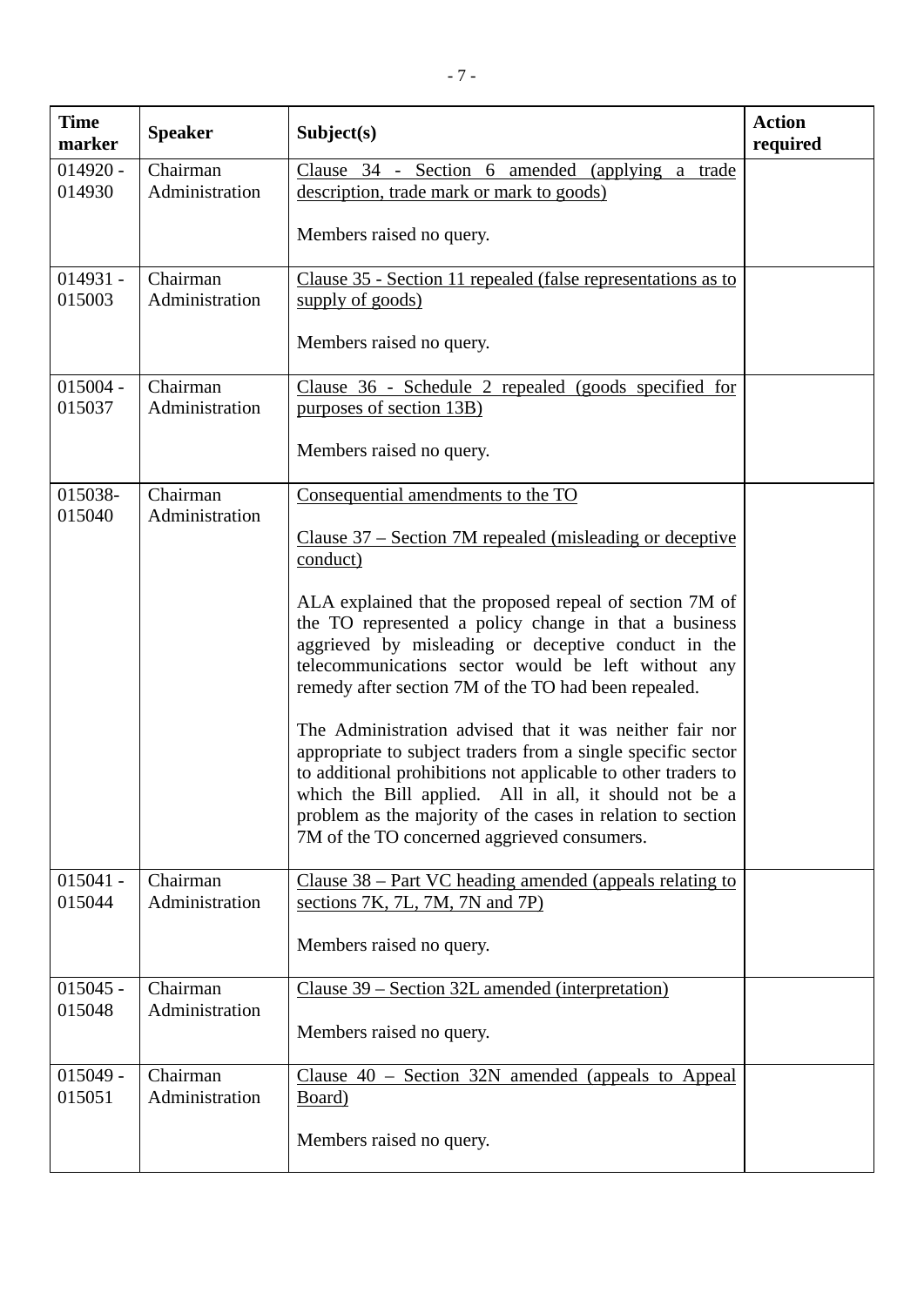| Time marker | Speaker | Subject(s) | Action required |
|---|---|---|---|
| 014920 - 014930 | Chairman<br>Administration | Clause 34 - Section 6 amended (applying a trade description, trade mark or mark to goods)<br><br>Members raised no query. | |
| 014931 - 015003 | Chairman<br>Administration | Clause 35 - Section 11 repealed (false representations as to supply of goods)<br><br>Members raised no query. | |
| 015004 - 015037 | Chairman<br>Administration | Clause 36 - Schedule 2 repealed (goods specified for purposes of section 13B)<br><br>Members raised no query. | |
| 015038- 015040 | Chairman<br>Administration | Consequential amendments to the TO<br><br>Clause 37 – Section 7M repealed (misleading or deceptive conduct)<br><br>ALA explained that the proposed repeal of section 7M of the TO represented a policy change in that a business aggrieved by misleading or deceptive conduct in the telecommunications sector would be left without any remedy after section 7M of the TO had been repealed.<br><br>The Administration advised that it was neither fair nor appropriate to subject traders from a single specific sector to additional prohibitions not applicable to other traders to which the Bill applied. All in all, it should not be a problem as the majority of the cases in relation to section 7M of the TO concerned aggrieved consumers. | |
| 015041 - 015044 | Chairman<br>Administration | Clause 38 – Part VC heading amended (appeals relating to sections 7K, 7L, 7M, 7N and 7P)<br><br>Members raised no query. | |
| 015045 - 015048 | Chairman<br>Administration | Clause 39 – Section 32L amended (interpretation)<br><br>Members raised no query. | |
| 015049 - 015051 | Chairman<br>Administration | Clause 40 – Section 32N amended (appeals to Appeal Board)<br><br>Members raised no query. | |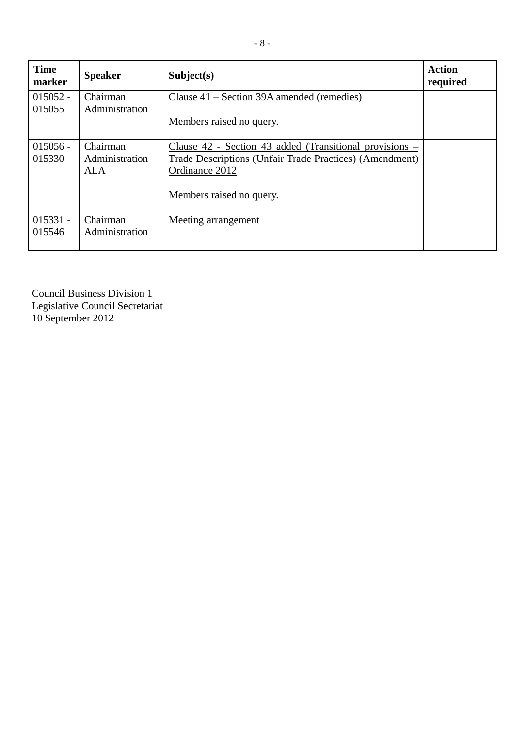| Time marker | Speaker | Subject(s) | Action required |
|---|---|---|---|
| 015052 - 015055 | Chairman<br>Administration | Clause 41 – Section 39A amended (remedies)<br><br>Members raised no query. | |
| 015056 - 015330 | Chairman<br>Administration<br>ALA | Clause 42 - Section 43 added (Transitional provisions – Trade Descriptions (Unfair Trade Practices) (Amendment) Ordinance 2012<br><br>Members raised no query. | |
| 015331 - 015546 | Chairman<br>Administration | Meeting arrangement | |

Council Business Division 1
Legislative Council Secretariat
10 September 2012